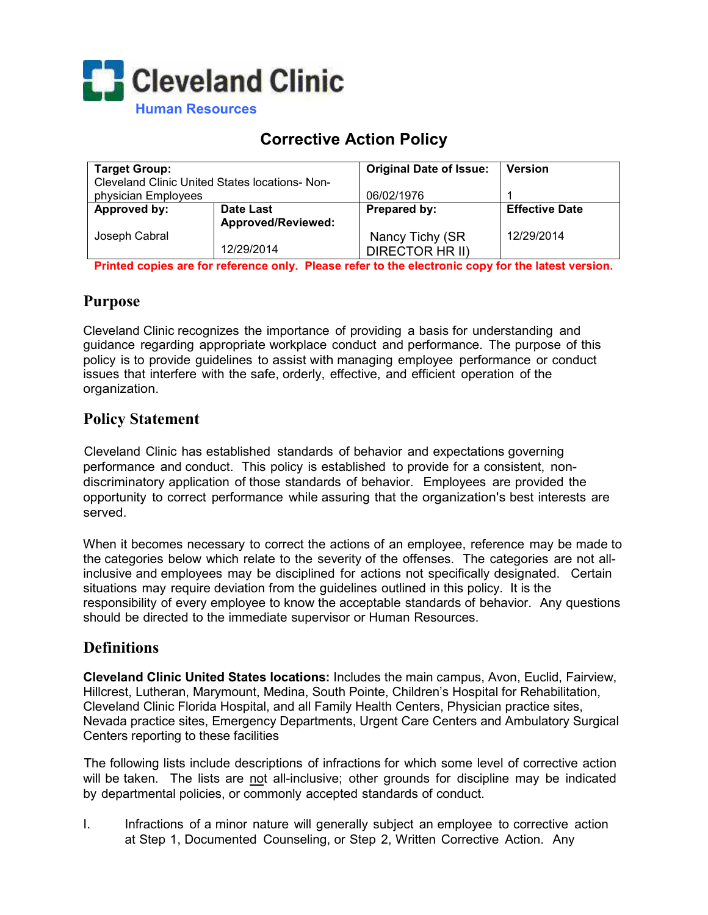Cleveland Clinic

Human Resources

# Corrective Action Policy

| Target Group: Cleveland Clinic United States locations- Non-physician Employees | | Original Date of Issue: 06/02/1976 | Version 1 |
|---|---|---|---|
| Approved by: Joseph Cabral | Date Last Approved/Reviewed: 12/29/2014 | Prepared by: Nancy Tichy (SR DIRECTOR HR II) | Effective Date 12/29/2014 |

**Printed copies are for reference only. Please refer to the electronic copy for the latest version.**

## Purpose

Cleveland Clinic recognizes the importance of providing a basis for understanding and guidance regarding appropriate workplace conduct and performance. The purpose of this policy is to provide guidelines to assist with managing employee performance or conduct issues that interfere with the safe, orderly, effective, and efficient operation of the organization.

## Policy Statement

Cleveland Clinic has established standards of behavior and expectations governing performance and conduct. This policy is established to provide for a consistent, non-discriminatory application of those standards of behavior. Employees are provided the opportunity to correct performance while assuring that the organization's best interests are served.

When it becomes necessary to correct the actions of an employee, reference may be made to the categories below which relate to the severity of the offenses. The categories are not all-inclusive and employees may be disciplined for actions not specifically designated. Certain situations may require deviation from the guidelines outlined in this policy. It is the responsibility of every employee to know the acceptable standards of behavior. Any questions should be directed to the immediate supervisor or Human Resources.

## Definitions

**Cleveland Clinic United States locations:** Includes the main campus, Avon, Euclid, Fairview, Hillcrest, Lutheran, Marymount, Medina, South Pointe, Children's Hospital for Rehabilitation, Cleveland Clinic Florida Hospital, and all Family Health Centers, Physician practice sites, Nevada practice sites, Emergency Departments, Urgent Care Centers and Ambulatory Surgical Centers reporting to these facilities

The following lists include descriptions of infractions for which some level of corrective action will be taken. The lists are not all-inclusive; other grounds for discipline may be indicated by departmental policies, or commonly accepted standards of conduct.

I. Infractions of a minor nature will generally subject an employee to corrective action at Step 1, Documented Counseling, or Step 2, Written Corrective Action. Any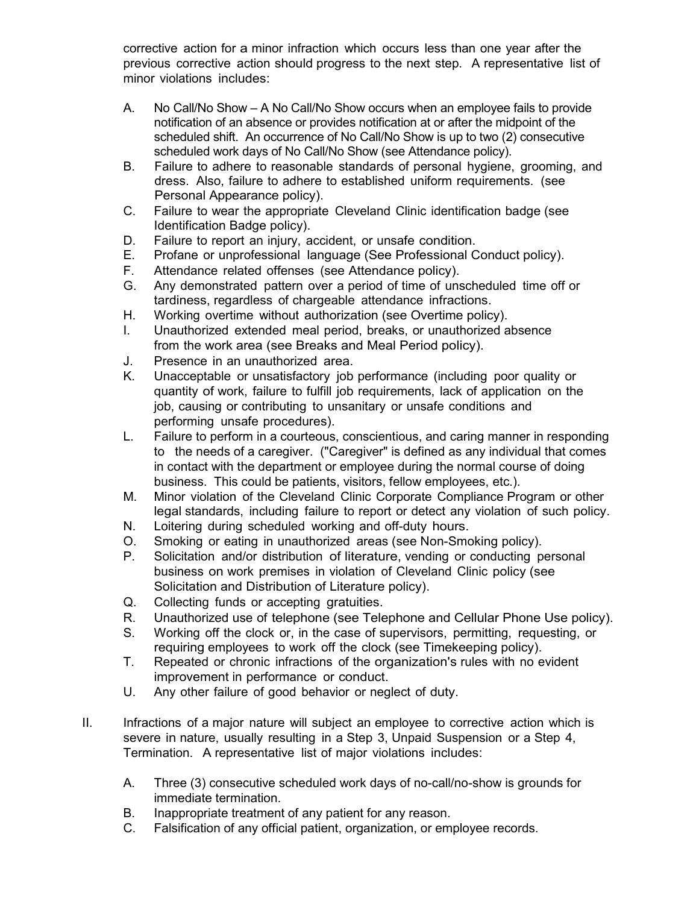corrective action for a minor infraction which occurs less than one year after the previous corrective action should progress to the next step. A representative list of minor violations includes:

A. No Call/No Show – A No Call/No Show occurs when an employee fails to provide notification of an absence or provides notification at or after the midpoint of the scheduled shift. An occurrence of No Call/No Show is up to two (2) consecutive scheduled work days of No Call/No Show (see Attendance policy).
B. Failure to adhere to reasonable standards of personal hygiene, grooming, and dress. Also, failure to adhere to established uniform requirements. (see Personal Appearance policy).
C. Failure to wear the appropriate Cleveland Clinic identification badge (see Identification Badge policy).
D. Failure to report an injury, accident, or unsafe condition.
E. Profane or unprofessional language (See Professional Conduct policy).
F. Attendance related offenses (see Attendance policy).
G. Any demonstrated pattern over a period of time of unscheduled time off or tardiness, regardless of chargeable attendance infractions.
H. Working overtime without authorization (see Overtime policy).
I. Unauthorized extended meal period, breaks, or unauthorized absence from the work area (see Breaks and Meal Period policy).
J. Presence in an unauthorized area.
K. Unacceptable or unsatisfactory job performance (including poor quality or quantity of work, failure to fulfill job requirements, lack of application on the job, causing or contributing to unsanitary or unsafe conditions and performing unsafe procedures).
L. Failure to perform in a courteous, conscientious, and caring manner in responding to the needs of a caregiver. ("Caregiver" is defined as any individual that comes in contact with the department or employee during the normal course of doing business. This could be patients, visitors, fellow employees, etc.).
M. Minor violation of the Cleveland Clinic Corporate Compliance Program or other legal standards, including failure to report or detect any violation of such policy.
N. Loitering during scheduled working and off-duty hours.
O. Smoking or eating in unauthorized areas (see Non-Smoking policy).
P. Solicitation and/or distribution of literature, vending or conducting personal business on work premises in violation of Cleveland Clinic policy (see Solicitation and Distribution of Literature policy).
Q. Collecting funds or accepting gratuities.
R. Unauthorized use of telephone (see Telephone and Cellular Phone Use policy).
S. Working off the clock or, in the case of supervisors, permitting, requesting, or requiring employees to work off the clock (see Timekeeping policy).
T. Repeated or chronic infractions of the organization's rules with no evident improvement in performance or conduct.
U. Any other failure of good behavior or neglect of duty.

II. Infractions of a major nature will subject an employee to corrective action which is severe in nature, usually resulting in a Step 3, Unpaid Suspension or a Step 4, Termination. A representative list of major violations includes:

A. Three (3) consecutive scheduled work days of no-call/no-show is grounds for immediate termination.
B. Inappropriate treatment of any patient for any reason.
C. Falsification of any official patient, organization, or employee records.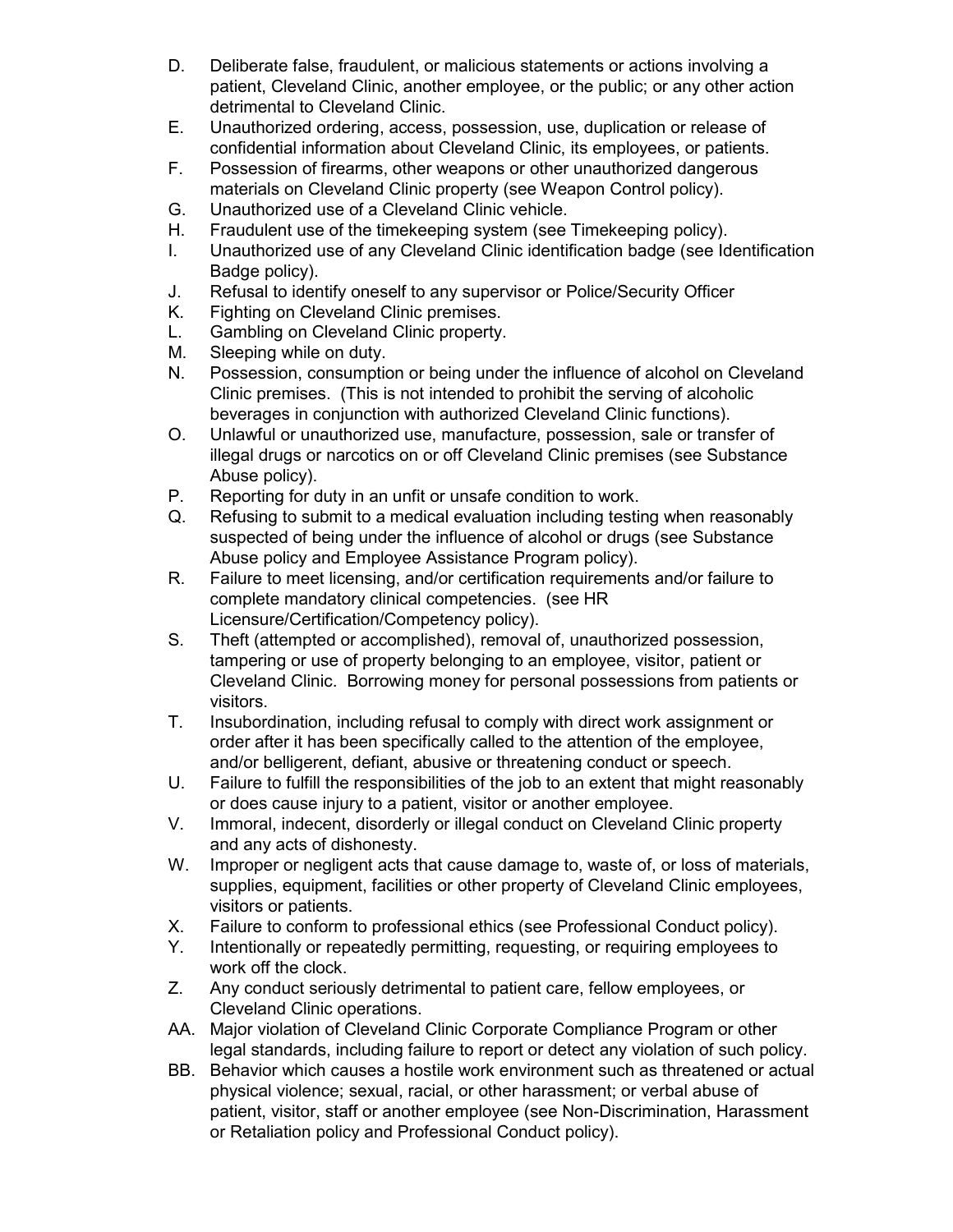D. Deliberate false, fraudulent, or malicious statements or actions involving a patient, Cleveland Clinic, another employee, or the public; or any other action detrimental to Cleveland Clinic.
E. Unauthorized ordering, access, possession, use, duplication or release of confidential information about Cleveland Clinic, its employees, or patients.
F. Possession of firearms, other weapons or other unauthorized dangerous materials on Cleveland Clinic property (see Weapon Control policy).
G. Unauthorized use of a Cleveland Clinic vehicle.
H. Fraudulent use of the timekeeping system (see Timekeeping policy).
I. Unauthorized use of any Cleveland Clinic identification badge (see Identification Badge policy).
J. Refusal to identify oneself to any supervisor or Police/Security Officer
K. Fighting on Cleveland Clinic premises.
L. Gambling on Cleveland Clinic property.
M. Sleeping while on duty.
N. Possession, consumption or being under the influence of alcohol on Cleveland Clinic premises. (This is not intended to prohibit the serving of alcoholic beverages in conjunction with authorized Cleveland Clinic functions).
O. Unlawful or unauthorized use, manufacture, possession, sale or transfer of illegal drugs or narcotics on or off Cleveland Clinic premises (see Substance Abuse policy).
P. Reporting for duty in an unfit or unsafe condition to work.
Q. Refusing to submit to a medical evaluation including testing when reasonably suspected of being under the influence of alcohol or drugs (see Substance Abuse policy and Employee Assistance Program policy).
R. Failure to meet licensing, and/or certification requirements and/or failure to complete mandatory clinical competencies. (see HR Licensure/Certification/Competency policy).
S. Theft (attempted or accomplished), removal of, unauthorized possession, tampering or use of property belonging to an employee, visitor, patient or Cleveland Clinic. Borrowing money for personal possessions from patients or visitors.
T. Insubordination, including refusal to comply with direct work assignment or order after it has been specifically called to the attention of the employee, and/or belligerent, defiant, abusive or threatening conduct or speech.
U. Failure to fulfill the responsibilities of the job to an extent that might reasonably or does cause injury to a patient, visitor or another employee.
V. Immoral, indecent, disorderly or illegal conduct on Cleveland Clinic property and any acts of dishonesty.
W. Improper or negligent acts that cause damage to, waste of, or loss of materials, supplies, equipment, facilities or other property of Cleveland Clinic employees, visitors or patients.
X. Failure to conform to professional ethics (see Professional Conduct policy).
Y. Intentionally or repeatedly permitting, requesting, or requiring employees to work off the clock.
Z. Any conduct seriously detrimental to patient care, fellow employees, or Cleveland Clinic operations.
AA. Major violation of Cleveland Clinic Corporate Compliance Program or other legal standards, including failure to report or detect any violation of such policy.
BB. Behavior which causes a hostile work environment such as threatened or actual physical violence; sexual, racial, or other harassment; or verbal abuse of patient, visitor, staff or another employee (see Non-Discrimination, Harassment or Retaliation policy and Professional Conduct policy).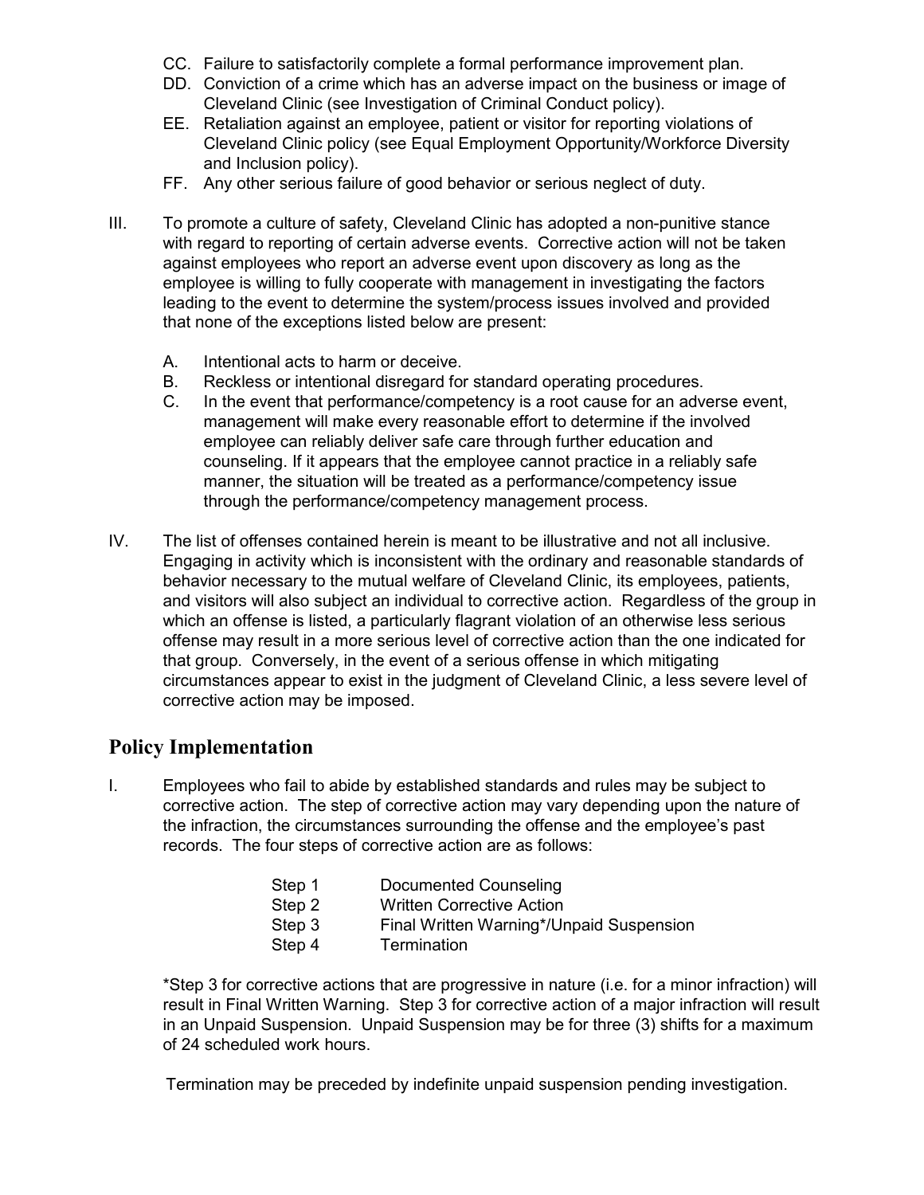CC. Failure to satisfactorily complete a formal performance improvement plan.

DD. Conviction of a crime which has an adverse impact on the business or image of Cleveland Clinic (see Investigation of Criminal Conduct policy).

EE. Retaliation against an employee, patient or visitor for reporting violations of Cleveland Clinic policy (see Equal Employment Opportunity/Workforce Diversity and Inclusion policy).

FF. Any other serious failure of good behavior or serious neglect of duty.

III. To promote a culture of safety, Cleveland Clinic has adopted a non-punitive stance with regard to reporting of certain adverse events. Corrective action will not be taken against employees who report an adverse event upon discovery as long as the employee is willing to fully cooperate with management in investigating the factors leading to the event to determine the system/process issues involved and provided that none of the exceptions listed below are present:

   A. Intentional acts to harm or deceive.

   B. Reckless or intentional disregard for standard operating procedures.

   C. In the event that performance/competency is a root cause for an adverse event, management will make every reasonable effort to determine if the involved employee can reliably deliver safe care through further education and counseling. If it appears that the employee cannot practice in a reliably safe manner, the situation will be treated as a performance/competency issue through the performance/competency management process.

IV. The list of offenses contained herein is meant to be illustrative and not all inclusive. Engaging in activity which is inconsistent with the ordinary and reasonable standards of behavior necessary to the mutual welfare of Cleveland Clinic, its employees, patients, and visitors will also subject an individual to corrective action. Regardless of the group in which an offense is listed, a particularly flagrant violation of an otherwise less serious offense may result in a more serious level of corrective action than the one indicated for that group. Conversely, in the event of a serious offense in which mitigating circumstances appear to exist in the judgment of Cleveland Clinic, a less severe level of corrective action may be imposed.

## Policy Implementation

I. Employees who fail to abide by established standards and rules may be subject to corrective action. The step of corrective action may vary depending upon the nature of the infraction, the circumstances surrounding the offense and the employee's past records. The four steps of corrective action are as follows:

| | |
|---|---|
| Step 1 | Documented Counseling |
| Step 2 | Written Corrective Action |
| Step 3 | Final Written Warning*/Unpaid Suspension |
| Step 4 | Termination |

*Step 3 for corrective actions that are progressive in nature (i.e. for a minor infraction) will result in Final Written Warning. Step 3 for corrective action of a major infraction will result in an Unpaid Suspension. Unpaid Suspension may be for three (3) shifts for a maximum of 24 scheduled work hours.

Termination may be preceded by indefinite unpaid suspension pending investigation.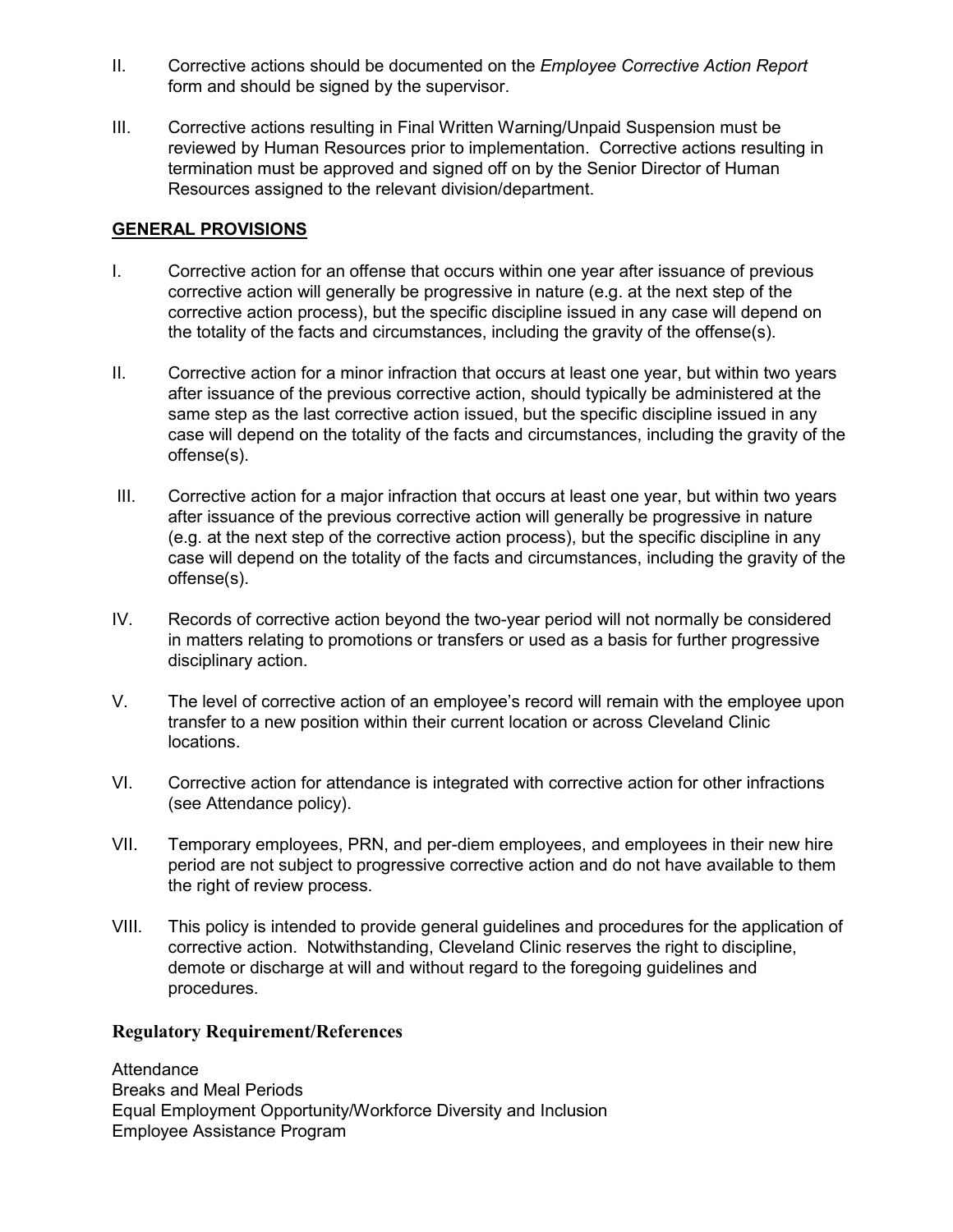II. Corrective actions should be documented on the *Employee Corrective Action Report* form and should be signed by the supervisor.

III. Corrective actions resulting in Final Written Warning/Unpaid Suspension must be reviewed by Human Resources prior to implementation. Corrective actions resulting in termination must be approved and signed off on by the Senior Director of Human Resources assigned to the relevant division/department.

**GENERAL PROVISIONS**

I. Corrective action for an offense that occurs within one year after issuance of previous corrective action will generally be progressive in nature (e.g. at the next step of the corrective action process), but the specific discipline issued in any case will depend on the totality of the facts and circumstances, including the gravity of the offense(s).

II. Corrective action for a minor infraction that occurs at least one year, but within two years after issuance of the previous corrective action, should typically be administered at the same step as the last corrective action issued, but the specific discipline issued in any case will depend on the totality of the facts and circumstances, including the gravity of the offense(s).

III. Corrective action for a major infraction that occurs at least one year, but within two years after issuance of the previous corrective action will generally be progressive in nature (e.g. at the next step of the corrective action process), but the specific discipline in any case will depend on the totality of the facts and circumstances, including the gravity of the offense(s).

IV. Records of corrective action beyond the two-year period will not normally be considered in matters relating to promotions or transfers or used as a basis for further progressive disciplinary action.

V. The level of corrective action of an employee's record will remain with the employee upon transfer to a new position within their current location or across Cleveland Clinic locations.

VI. Corrective action for attendance is integrated with corrective action for other infractions (see Attendance policy).

VII. Temporary employees, PRN, and per-diem employees, and employees in their new hire period are not subject to progressive corrective action and do not have available to them the right of review process.

VIII. This policy is intended to provide general guidelines and procedures for the application of corrective action. Notwithstanding, Cleveland Clinic reserves the right to discipline, demote or discharge at will and without regard to the foregoing guidelines and procedures.

## Regulatory Requirement/References

Attendance
Breaks and Meal Periods
Equal Employment Opportunity/Workforce Diversity and Inclusion
Employee Assistance Program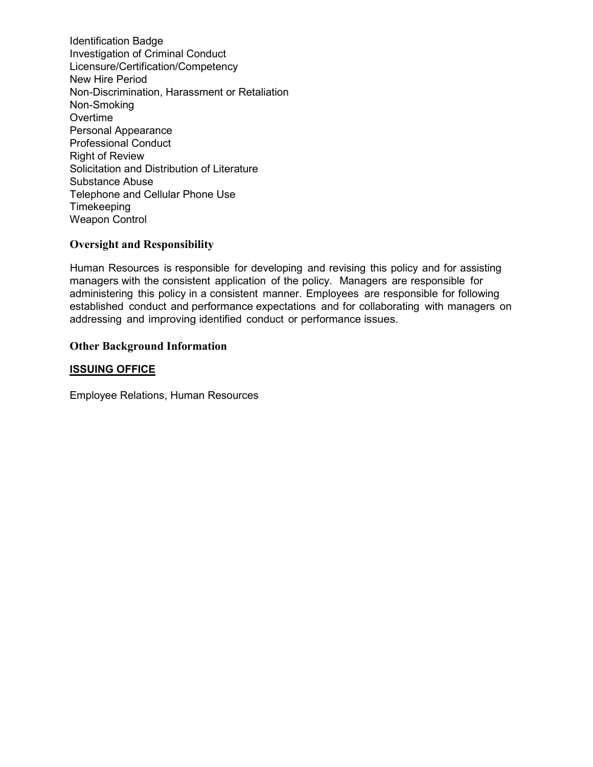Identification Badge
Investigation of Criminal Conduct
Licensure/Certification/Competency
New Hire Period
Non-Discrimination, Harassment or Retaliation
Non-Smoking
Overtime
Personal Appearance
Professional Conduct
Right of Review
Solicitation and Distribution of Literature
Substance Abuse
Telephone and Cellular Phone Use
Timekeeping
Weapon Control

## Oversight and Responsibility

Human Resources is responsible for developing and revising this policy and for assisting managers with the consistent application of the policy. Managers are responsible for administering this policy in a consistent manner. Employees are responsible for following established conduct and performance expectations and for collaborating with managers on addressing and improving identified conduct or performance issues.

## Other Background Information

### ISSUING OFFICE

Employee Relations, Human Resources